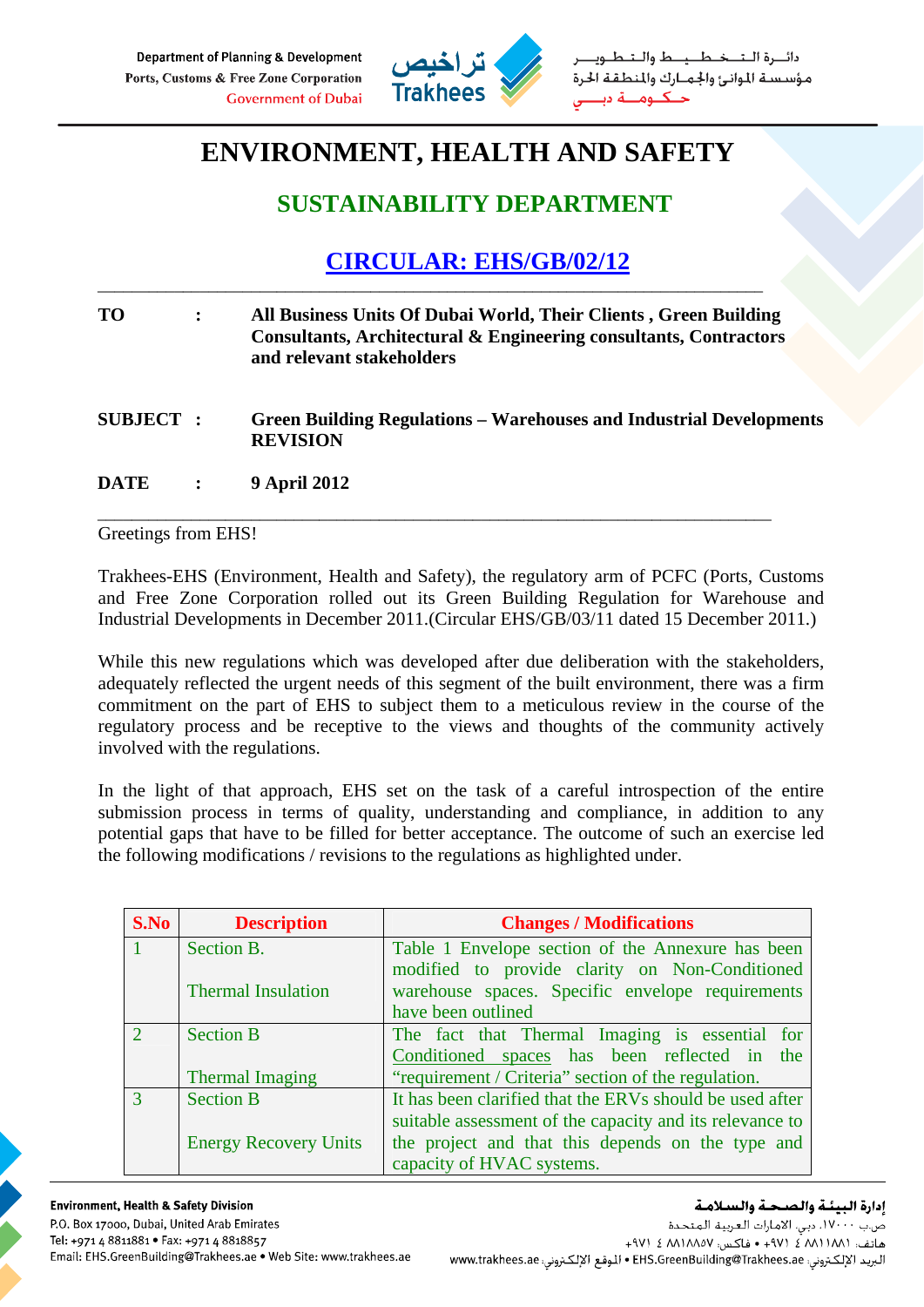Department of Planning & Development
Ports, Customs & Free Zone Corporation
Government of Dubai

تراخيص
Trakhees

دائـرة الـتـخـطـيـط والـتـطـويـر
مؤسسة الموانئ والجمارك والمنطقة الحرة
حكومة دبي

# ENVIRONMENT, HEALTH AND SAFETY

## SUSTAINABILITY DEPARTMENT

## CIRCULAR: EHS/GB/02/12

---

**TO** : **All Business Units Of Dubai World, Their Clients , Green Building Consultants, Architectural & Engineering consultants, Contractors and relevant stakeholders**

**SUBJECT** : **Green Building Regulations – Warehouses and Industrial Developments REVISION**

**DATE** : **9 April 2012**

---

Greetings from EHS!

Trakhees-EHS (Environment, Health and Safety), the regulatory arm of PCFC (Ports, Customs and Free Zone Corporation rolled out its Green Building Regulation for Warehouse and Industrial Developments in December 2011.(Circular EHS/GB/03/11 dated 15 December 2011.)

While this new regulations which was developed after due deliberation with the stakeholders, adequately reflected the urgent needs of this segment of the built environment, there was a firm commitment on the part of EHS to subject them to a meticulous review in the course of the regulatory process and be receptive to the views and thoughts of the community actively involved with the regulations.

In the light of that approach, EHS set on the task of a careful introspection of the entire submission process in terms of quality, understanding and compliance, in addition to any potential gaps that have to be filled for better acceptance. The outcome of such an exercise led the following modifications / revisions to the regulations as highlighted under.

| S.No | Description | Changes / Modifications |
|---|---|---|
| 1 | Section B.<br><br>Thermal Insulation | Table 1 Envelope section of the Annexure has been modified to provide clarity on Non-Conditioned warehouse spaces. Specific envelope requirements have been outlined |
| 2 | Section B<br><br>Thermal Imaging | The fact that Thermal Imaging is essential for Conditioned spaces has been reflected in the "requirement / Criteria" section of the regulation. |
| 3 | Section B<br><br>Energy Recovery Units | It has been clarified that the ERVs should be used after suitable assessment of the capacity and its relevance to the project and that this depends on the type and capacity of HVAC systems. |

**Environment, Health & Safety Division**
P.O. Box 17000, Dubai, United Arab Emirates
Tel: +971 4 8811881 • Fax: +971 4 8818857
Email: EHS.GreenBuilding@Trakhees.ae • Web Site: www.trakhees.ae

**إدارة البيئة والصحة والسلامة**
ص.ب ١٧٠٠٠، دبي، الامارات العربية المتحدة
هاتف: ٨٨١١٨٨١ ٤ ٩٧١+ • فاكس: ٨٨١٨٨٥٧ ٤ ٩٧١+
البريد الإلكتروني: EHS.GreenBuilding@Trakhees.ae • الموقع الإلكتروني: www.trakhees.ae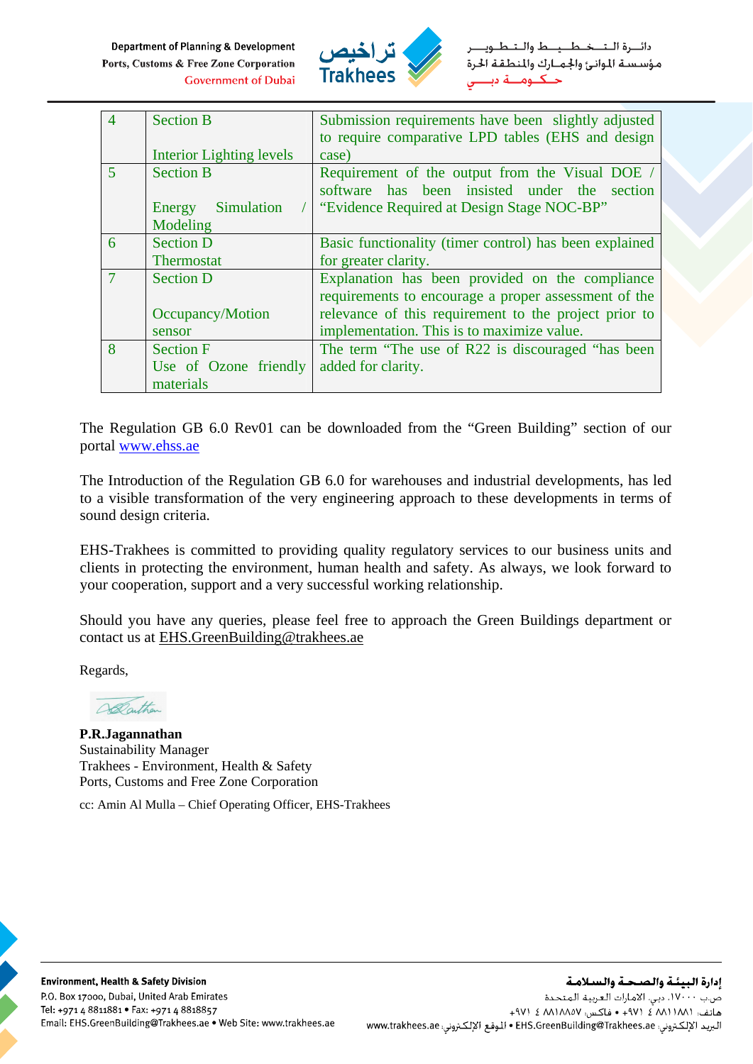| | | |
|---|---|---|
| 4 | Section B<br><br>Interior Lighting levels | Submission requirements have been slightly adjusted to require comparative LPD tables (EHS and design case) |
| 5 | Section B<br><br>Energy Simulation / Modeling | Requirement of the output from the Visual DOE / software has been insisted under the section "Evidence Required at Design Stage NOC-BP" |
| 6 | Section D<br>Thermostat | Basic functionality (timer control) has been explained for greater clarity. |
| 7 | Section D<br><br>Occupancy/Motion sensor | Explanation has been provided on the compliance requirements to encourage a proper assessment of the relevance of this requirement to the project prior to implementation. This is to maximize value. |
| 8 | Section F<br>Use of Ozone friendly materials | The term "The use of R22 is discouraged "has been added for clarity. |

The Regulation GB 6.0 Rev01 can be downloaded from the "Green Building" section of our portal www.ehss.ae

The Introduction of the Regulation GB 6.0 for warehouses and industrial developments, has led to a visible transformation of the very engineering approach to these developments in terms of sound design criteria.

EHS-Trakhees is committed to providing quality regulatory services to our business units and clients in protecting the environment, human health and safety. As always, we look forward to your cooperation, support and a very successful working relationship.

Should you have any queries, please feel free to approach the Green Buildings department or contact us at EHS.GreenBuilding@trakhees.ae

Regards,

**P.R.Jagannathan**
Sustainability Manager
Trakhees - Environment, Health & Safety
Ports, Customs and Free Zone Corporation

cc: Amin Al Mulla – Chief Operating Officer, EHS-Trakhees